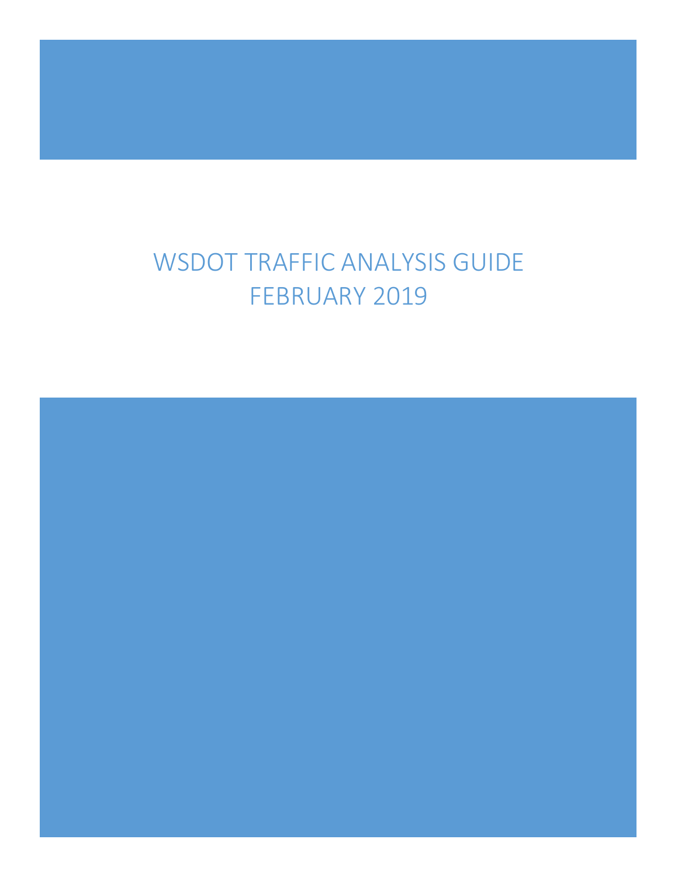# WSDOT TRAFFIC ANALYSIS GUIDE

## FEBRUARY 2019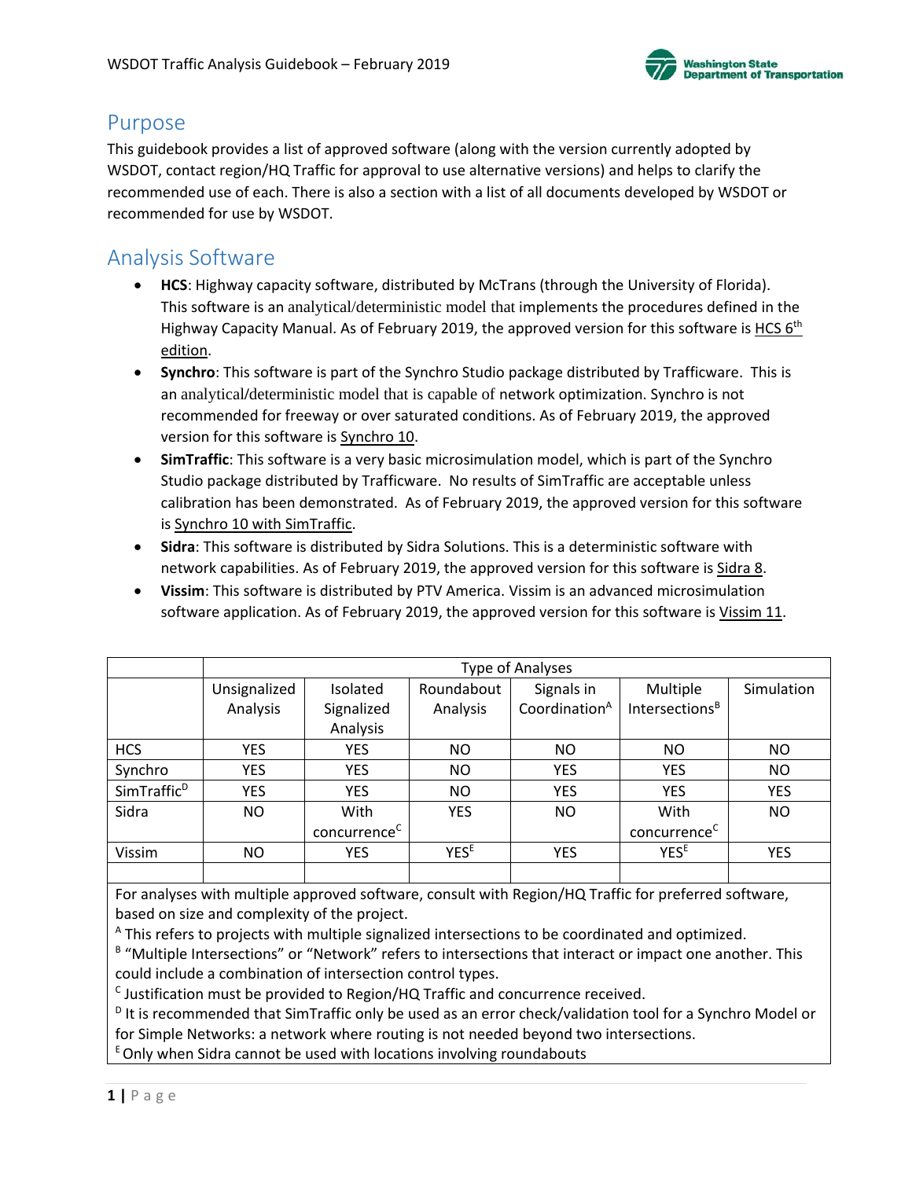## Purpose

This guidebook provides a list of approved software (along with the version currently adopted by WSDOT, contact region/HQ Traffic for approval to use alternative versions) and helps to clarify the recommended use of each. There is also a section with a list of all documents developed by WSDOT or recommended for use by WSDOT.

## Analysis Software

- **HCS**: Highway capacity software, distributed by McTrans (through the University of Florida). This software is an analytical/deterministic model that implements the procedures defined in the Highway Capacity Manual. As of February 2019, the approved version for this software is HCS 6th edition.
- **Synchro**: This software is part of the Synchro Studio package distributed by Trafficware. This is an analytical/deterministic model that is capable of network optimization. Synchro is not recommended for freeway or over saturated conditions. As of February 2019, the approved version for this software is Synchro 10.
- **SimTraffic**: This software is a very basic microsimulation model, which is part of the Synchro Studio package distributed by Trafficware. No results of SimTraffic are acceptable unless calibration has been demonstrated. As of February 2019, the approved version for this software is Synchro 10 with SimTraffic.
- **Sidra**: This software is distributed by Sidra Solutions. This is a deterministic software with network capabilities. As of February 2019, the approved version for this software is Sidra 8.
- **Vissim**: This software is distributed by PTV America. Vissim is an advanced microsimulation software application. As of February 2019, the approved version for this software is Vissim 11.

| | Type of Analyses | | | | | |
|---|---|---|---|---|---|---|
| | Unsignalized Analysis | Isolated Signalized Analysis | Roundabout Analysis | Signals in Coordination[A] | Multiple Intersections[B] | Simulation |
| HCS | YES | YES | NO | NO | NO | NO |
| Synchro | YES | YES | NO | YES | YES | NO |
| SimTraffic[D] | YES | YES | NO | YES | YES | YES |
| Sidra | NO | With concurrence[C] | YES | NO | With concurrence[C] | NO |
| Vissim | NO | YES | YES[E] | YES | YES[E] | YES |

For analyses with multiple approved software, consult with Region/HQ Traffic for preferred software, based on size and complexity of the project.

[A] This refers to projects with multiple signalized intersections to be coordinated and optimized.

[B] "Multiple Intersections" or "Network" refers to intersections that interact or impact one another. This could include a combination of intersection control types.

[C] Justification must be provided to Region/HQ Traffic and concurrence received.

[D] It is recommended that SimTraffic only be used as an error check/validation tool for a Synchro Model or for Simple Networks: a network where routing is not needed beyond two intersections.

[E] Only when Sidra cannot be used with locations involving roundabouts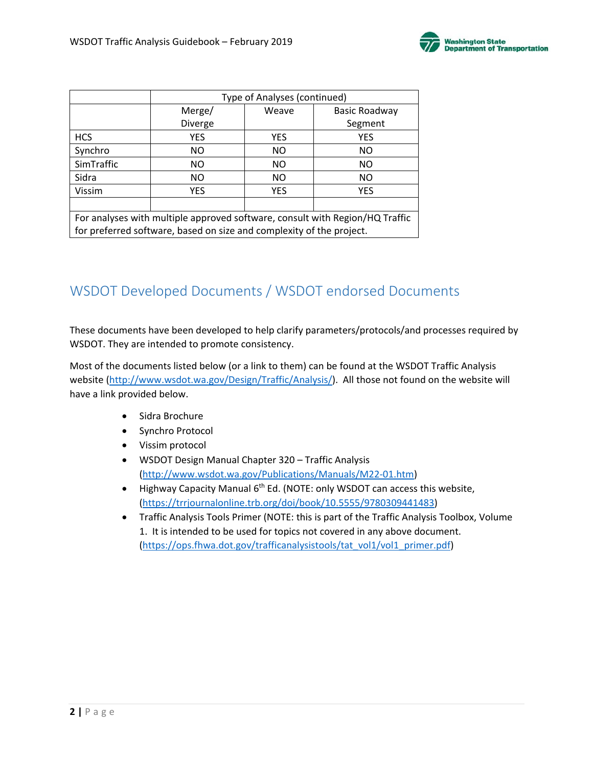| | Type of Analyses (continued) | | |
|---|---|---|---|
| | Merge/ Diverge | Weave | Basic Roadway Segment |
| HCS | YES | YES | YES |
| Synchro | NO | NO | NO |
| SimTraffic | NO | NO | NO |
| Sidra | NO | NO | NO |
| Vissim | YES | YES | YES |
| | | | |
| For analyses with multiple approved software, consult with Region/HQ Traffic for preferred software, based on size and complexity of the project. | | | |

## WSDOT Developed Documents / WSDOT endorsed Documents

These documents have been developed to help clarify parameters/protocols/and processes required by WSDOT. They are intended to promote consistency.

Most of the documents listed below (or a link to them) can be found at the WSDOT Traffic Analysis website (http://www.wsdot.wa.gov/Design/Traffic/Analysis/). All those not found on the website will have a link provided below.

- Sidra Brochure
- Synchro Protocol
- Vissim protocol
- WSDOT Design Manual Chapter 320 – Traffic Analysis (http://www.wsdot.wa.gov/Publications/Manuals/M22-01.htm)
- Highway Capacity Manual 6th Ed. (NOTE: only WSDOT can access this website, (https://trrjournalonline.trb.org/doi/book/10.5555/9780309441483)
- Traffic Analysis Tools Primer (NOTE: this is part of the Traffic Analysis Toolbox, Volume 1. It is intended to be used for topics not covered in any above document. (https://ops.fhwa.dot.gov/trafficanalysistools/tat_vol1/vol1_primer.pdf)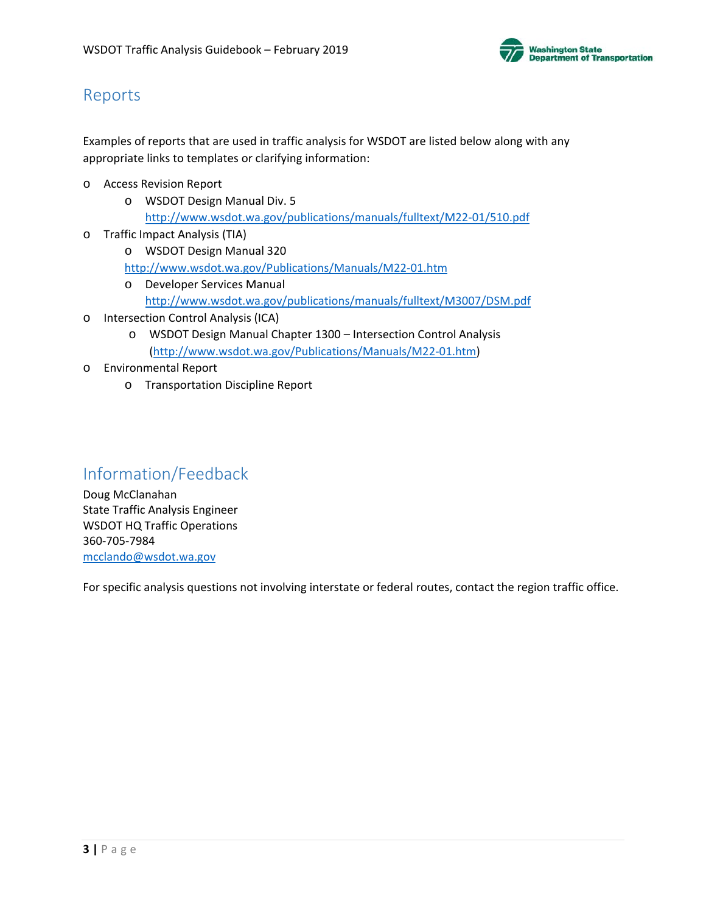## Reports

Examples of reports that are used in traffic analysis for WSDOT are listed below along with any appropriate links to templates or clarifying information:

- Access Revision Report
  - WSDOT Design Manual Div. 5
    http://www.wsdot.wa.gov/publications/manuals/fulltext/M22-01/510.pdf
- Traffic Impact Analysis (TIA)
  - WSDOT Design Manual 320
    http://www.wsdot.wa.gov/Publications/Manuals/M22-01.htm
  - Developer Services Manual
    http://www.wsdot.wa.gov/publications/manuals/fulltext/M3007/DSM.pdf
- Intersection Control Analysis (ICA)
  - WSDOT Design Manual Chapter 1300 – Intersection Control Analysis
    (http://www.wsdot.wa.gov/Publications/Manuals/M22-01.htm)
- Environmental Report
  - Transportation Discipline Report

## Information/Feedback

Doug McClanahan
State Traffic Analysis Engineer
WSDOT HQ Traffic Operations
360-705-7984
mcclando@wsdot.wa.gov

For specific analysis questions not involving interstate or federal routes, contact the region traffic office.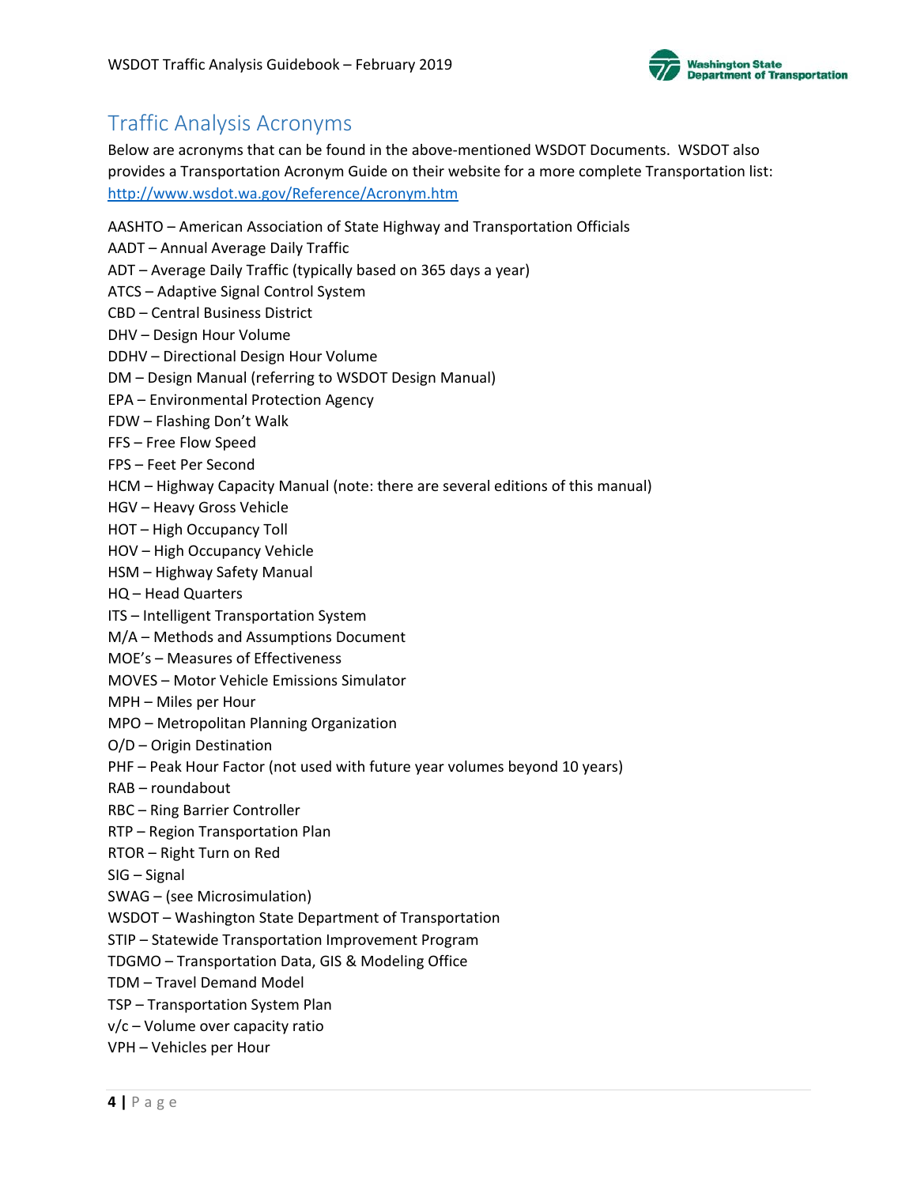## Traffic Analysis Acronyms

Below are acronyms that can be found in the above-mentioned WSDOT Documents. WSDOT also provides a Transportation Acronym Guide on their website for a more complete Transportation list: http://www.wsdot.wa.gov/Reference/Acronym.htm

AASHTO – American Association of State Highway and Transportation Officials
AADT – Annual Average Daily Traffic
ADT – Average Daily Traffic (typically based on 365 days a year)
ATCS – Adaptive Signal Control System
CBD – Central Business District
DHV – Design Hour Volume
DDHV – Directional Design Hour Volume
DM – Design Manual (referring to WSDOT Design Manual)
EPA – Environmental Protection Agency
FDW – Flashing Don't Walk
FFS – Free Flow Speed
FPS – Feet Per Second
HCM – Highway Capacity Manual (note: there are several editions of this manual)
HGV – Heavy Gross Vehicle
HOT – High Occupancy Toll
HOV – High Occupancy Vehicle
HSM – Highway Safety Manual
HQ – Head Quarters
ITS – Intelligent Transportation System
M/A – Methods and Assumptions Document
MOE's – Measures of Effectiveness
MOVES – Motor Vehicle Emissions Simulator
MPH – Miles per Hour
MPO – Metropolitan Planning Organization
O/D – Origin Destination
PHF – Peak Hour Factor (not used with future year volumes beyond 10 years)
RAB – roundabout
RBC – Ring Barrier Controller
RTP – Region Transportation Plan
RTOR – Right Turn on Red
SIG – Signal
SWAG – (see Microsimulation)
WSDOT – Washington State Department of Transportation
STIP – Statewide Transportation Improvement Program
TDGMO – Transportation Data, GIS & Modeling Office
TDM – Travel Demand Model
TSP – Transportation System Plan
v/c – Volume over capacity ratio
VPH – Vehicles per Hour